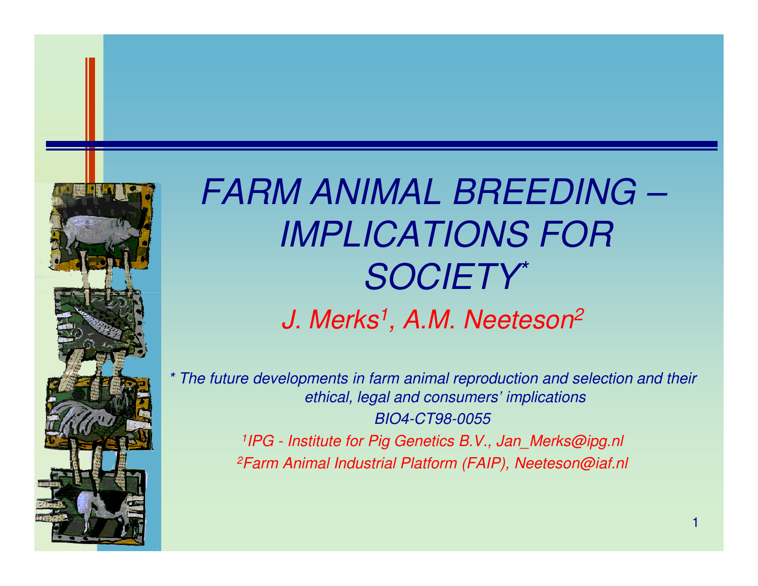# *FARM ANIMAL BREEDING – IMPLICATIONS FOR SOCIETY**

*J. Merks[1], A.M. Neeteson[2]*

*\* The future developments in farm animal reproduction and selection and their ethical, legal and consumers' implications*

*BIO4-CT98-0055*

*[1]IPG - Institute for Pig Genetics B.V., Jan_Merks@ipg.nl*

*[2]Farm Animal Industrial Platform (FAIP), Neeteson@iaf.nl*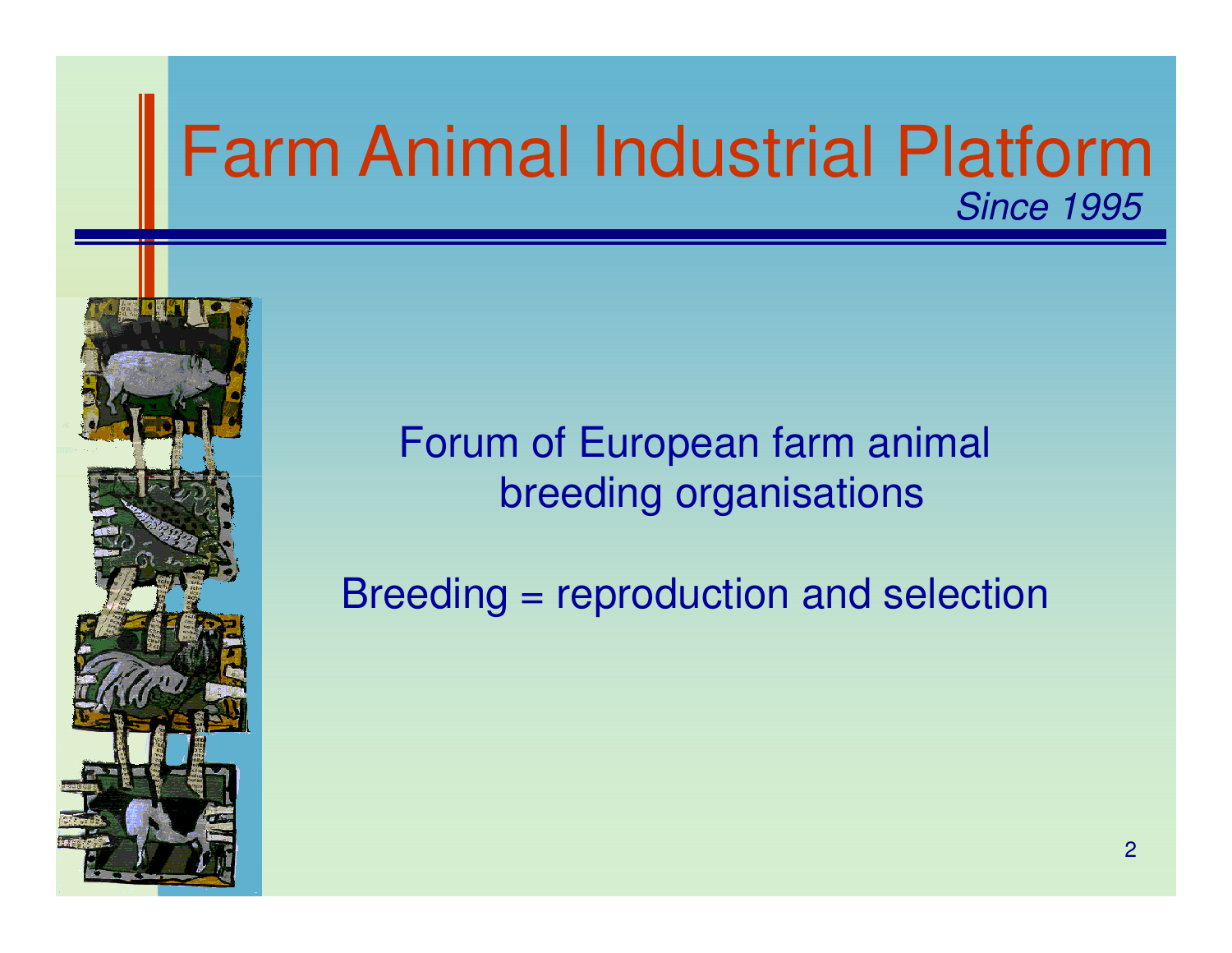# Farm Animal Industrial Platform

*Since 1995*

Forum of European farm animal breeding organisations

Breeding = reproduction and selection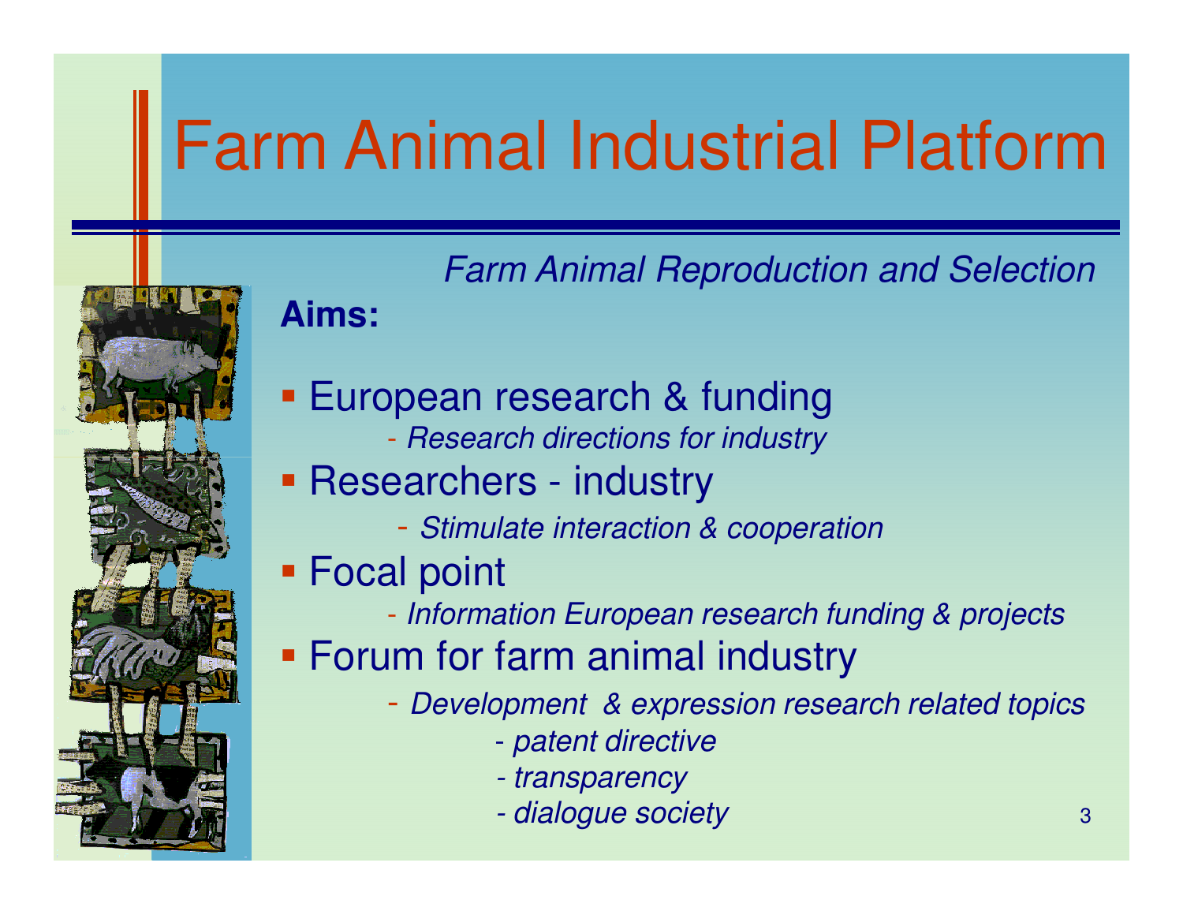# Farm Animal Industrial Platform

*Farm Animal Reproduction and Selection*

**Aims:**

- European research & funding
  - *Research directions for industry*
- Researchers - industry
  - *Stimulate interaction & cooperation*
- Focal point
  - *Information European research funding & projects*
- Forum for farm animal industry
  - *Development & expression research related topics*
    - *patent directive*
    - *transparency*
    - *dialogue society*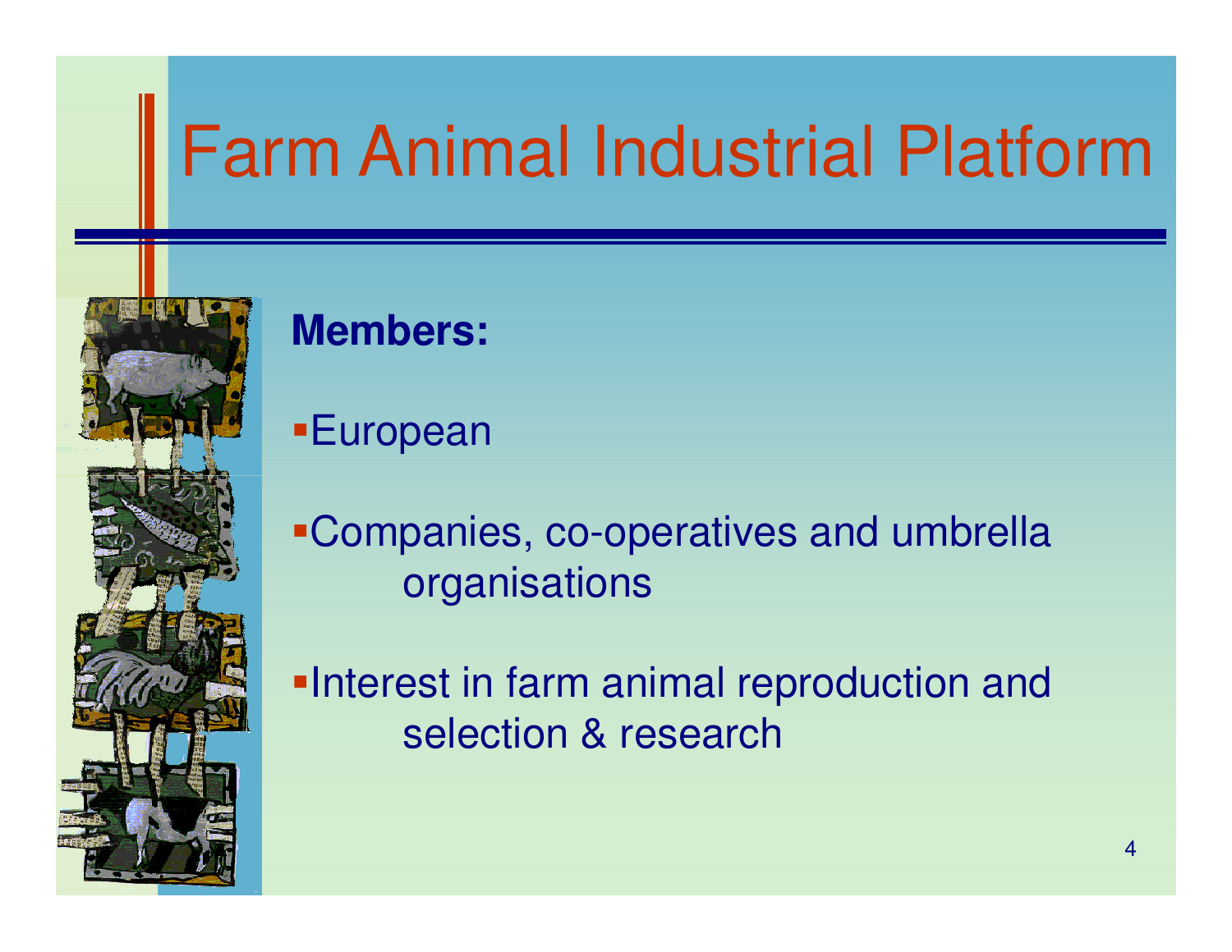# Farm Animal Industrial Platform

**Members:**

- European
- Companies, co-operatives and umbrella organisations
- Interest in farm animal reproduction and selection & research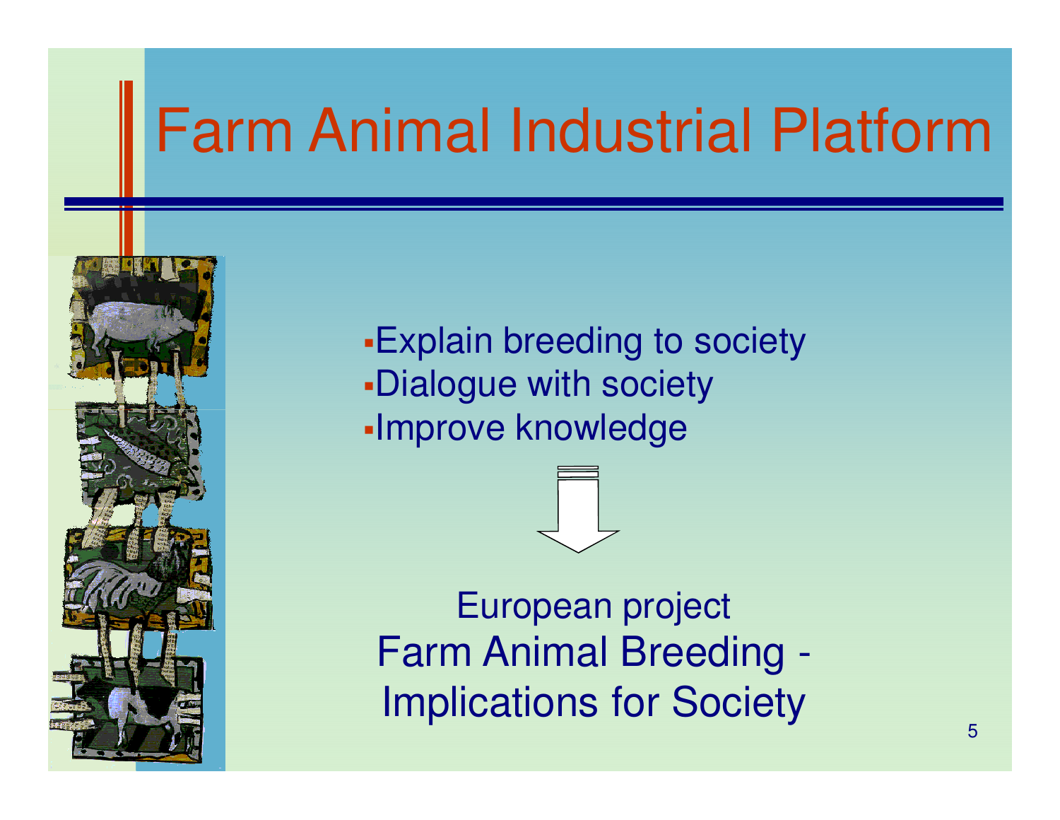# Farm Animal Industrial Platform

- Explain breeding to society
- Dialogue with society
- Improve knowledge

⇩

European project
Farm Animal Breeding - Implications for Society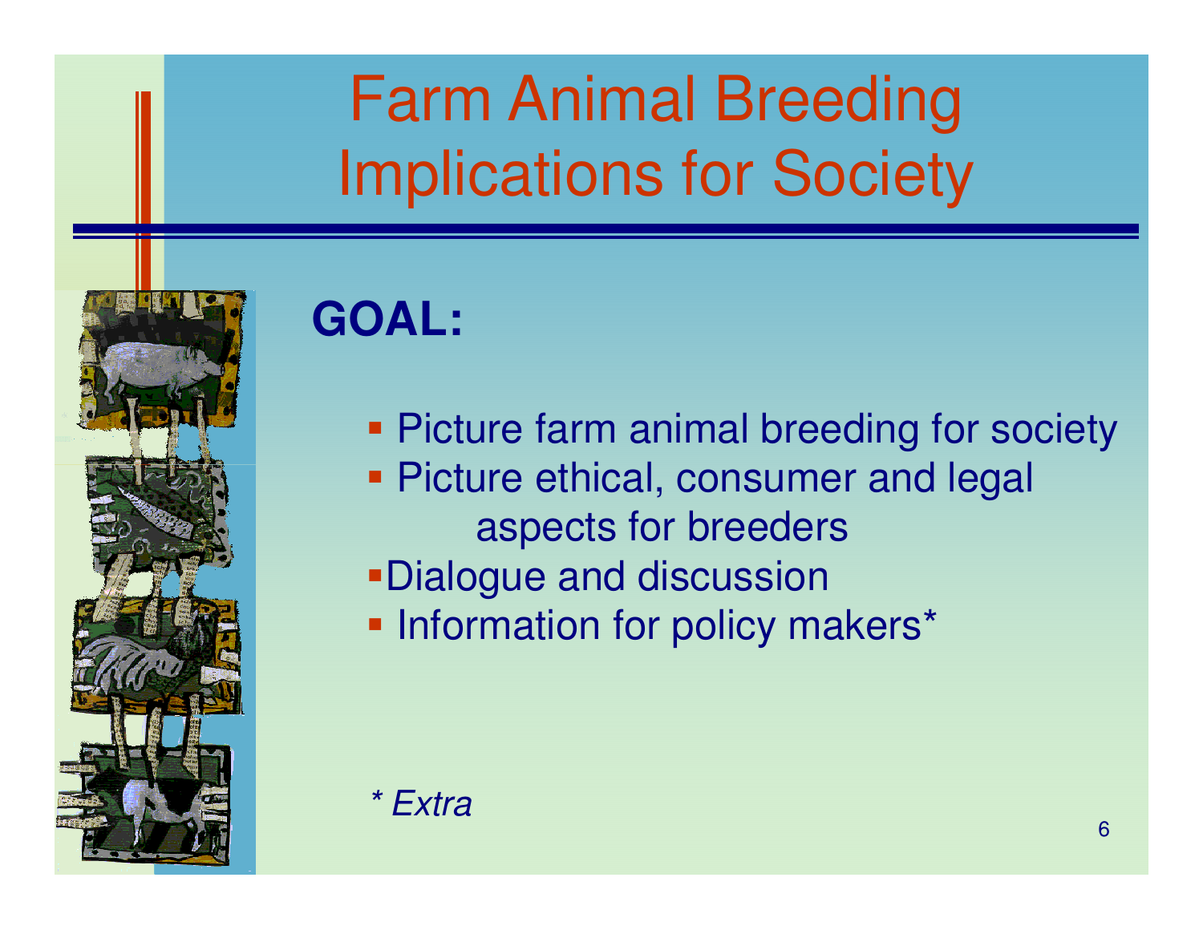# Farm Animal Breeding Implications for Society

**GOAL:**

- Picture farm animal breeding for society
- Picture ethical, consumer and legal aspects for breeders
- Dialogue and discussion
- Information for policy makers*

*\* Extra*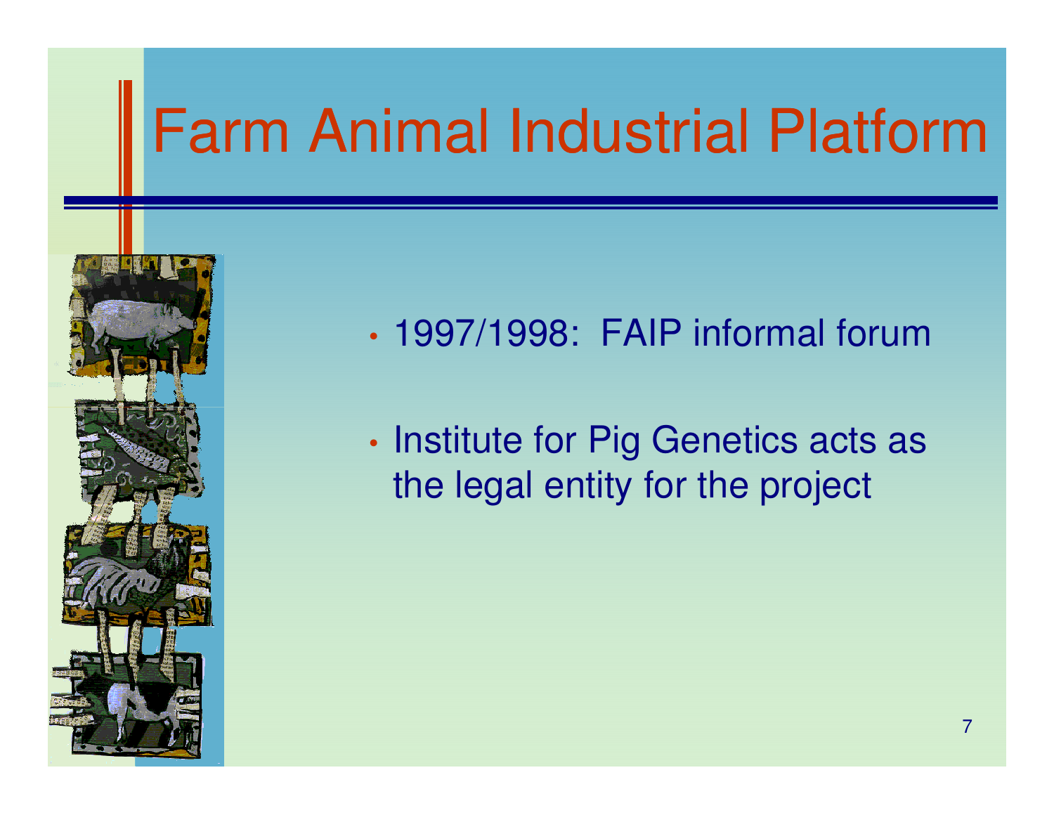# Farm Animal Industrial Platform

- 1997/1998: FAIP informal forum
- Institute for Pig Genetics acts as the legal entity for the project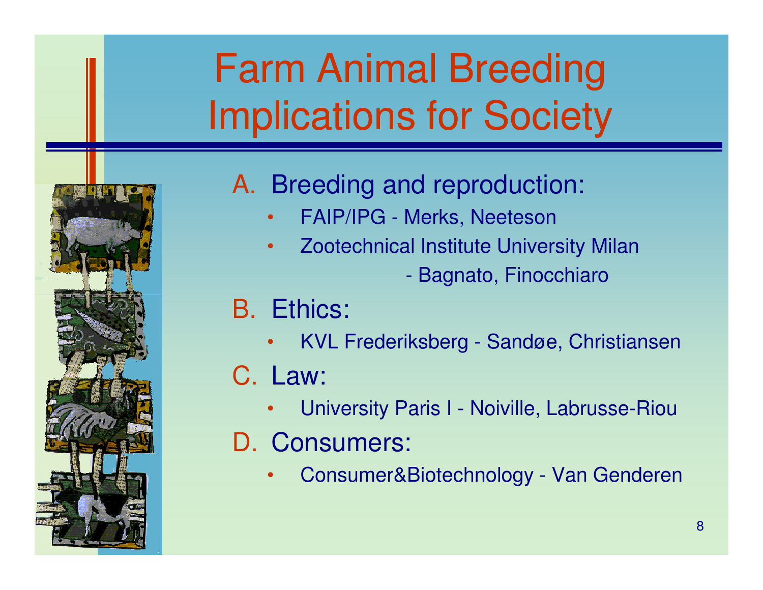# Farm Animal Breeding Implications for Society

A. Breeding and reproduction:
   - FAIP/IPG - Merks, Neeteson
   - Zootechnical Institute University Milan - Bagnato, Finocchiaro

B. Ethics:
   - KVL Frederiksberg - Sandøe, Christiansen

C. Law:
   - University Paris I - Noiville, Labrusse-Riou

D. Consumers:
   - Consumer&Biotechnology - Van Genderen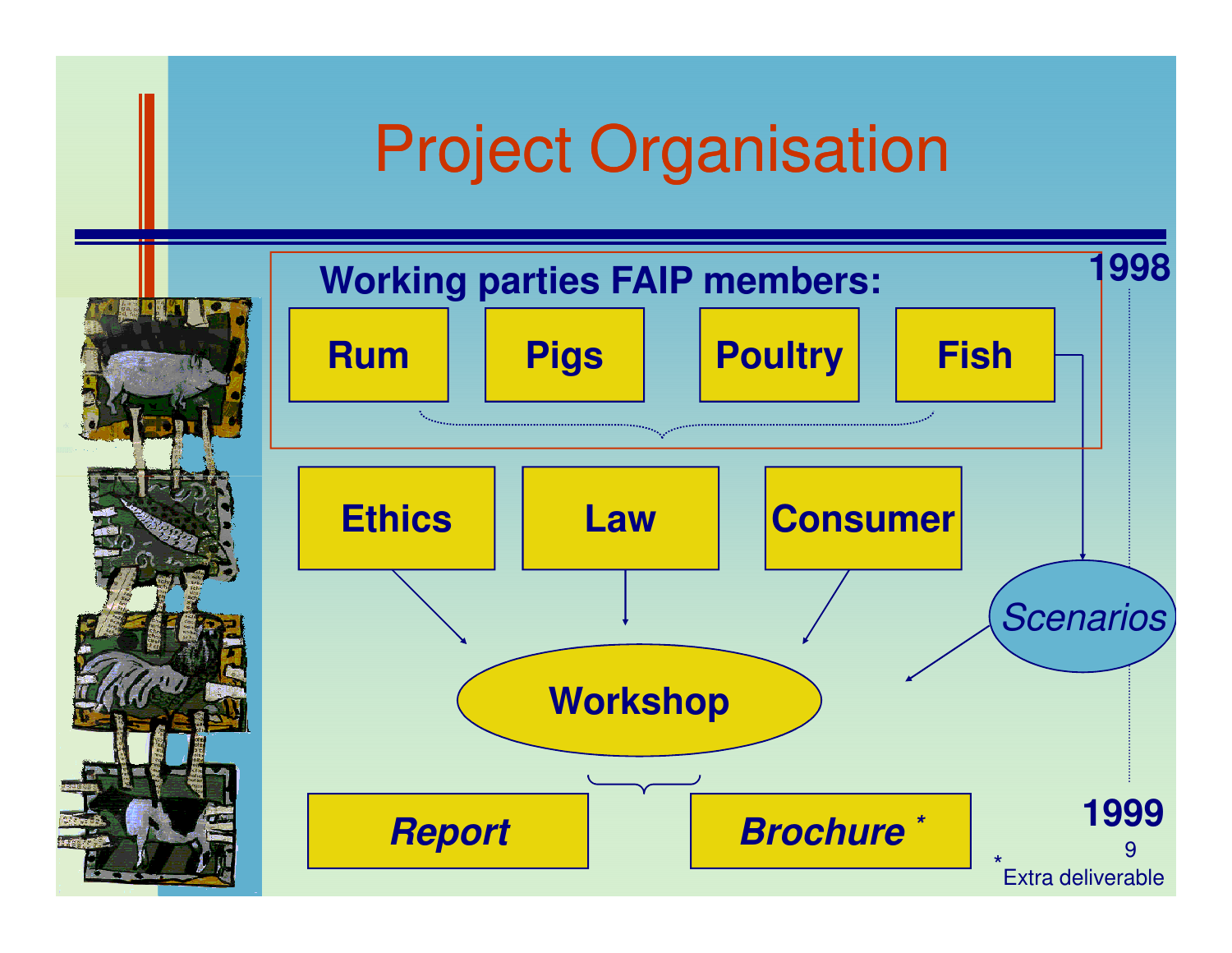# Project Organisation

**Working parties FAIP members:**

**Rum** | **Pigs** | **Poultry** | **Fish**

**1998**

**Ethics** | **Law** | **Consumer**

*Scenarios*

**Workshop**

***Report*** | ***Brochure*** *

**1999**

* Extra deliverable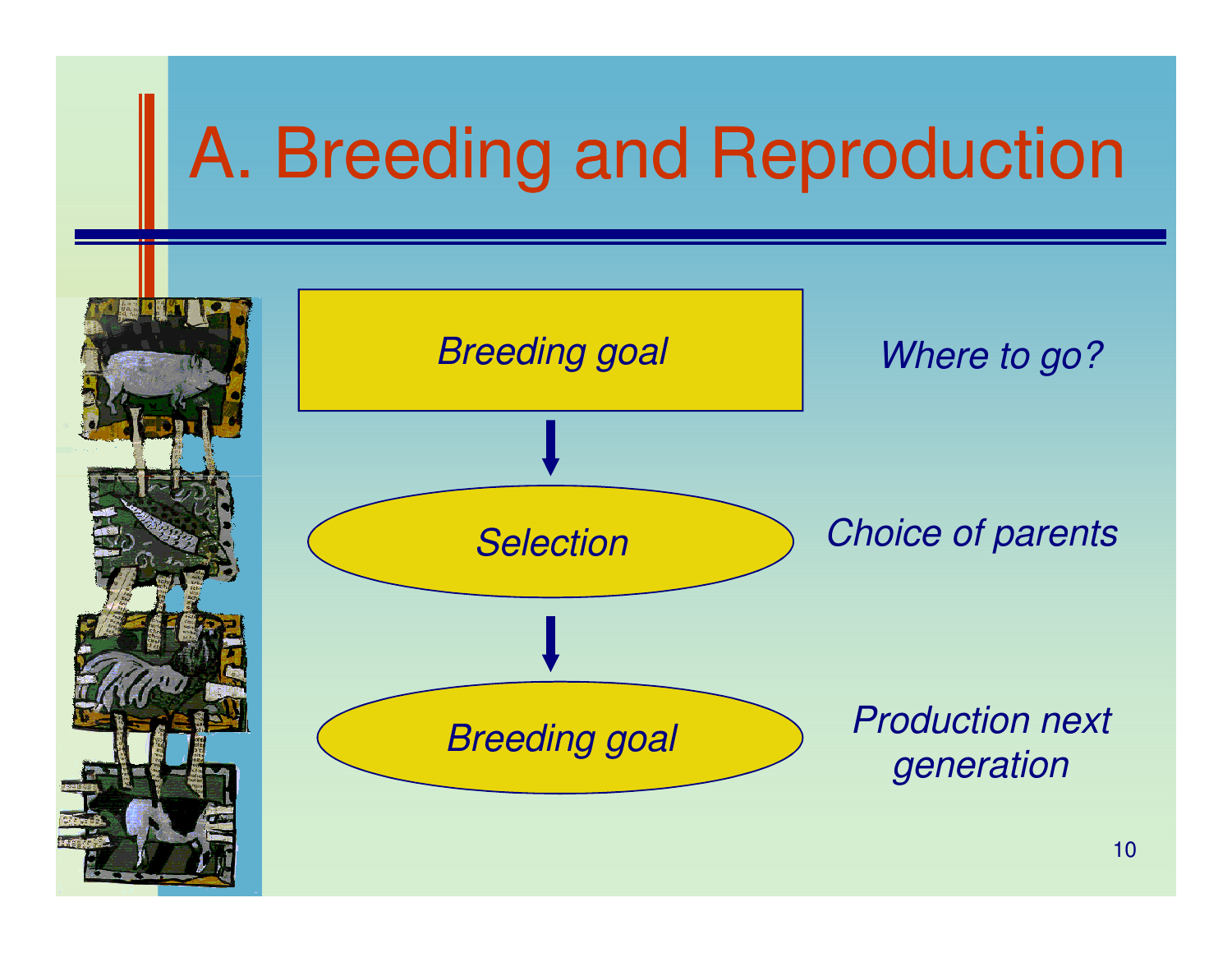# A. Breeding and Reproduction

*Breeding goal* — *Where to go?*

↓

*Selection* — *Choice of parents*

↓

*Breeding goal* — *Production next generation*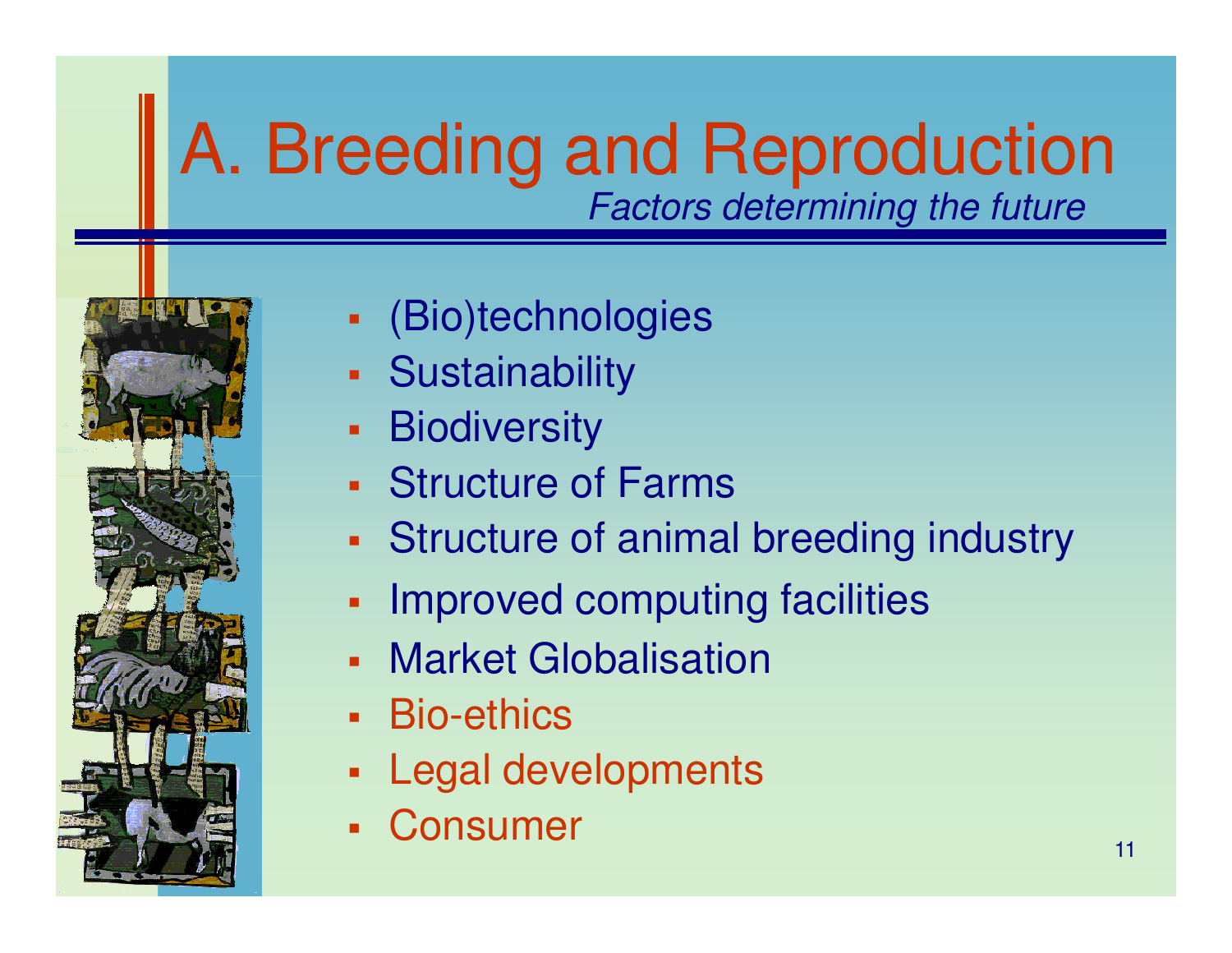# A. Breeding and Reproduction

*Factors determining the future*

- (Bio)technologies
- Sustainability
- Biodiversity
- Structure of Farms
- Structure of animal breeding industry
- Improved computing facilities
- Market Globalisation
- Bio-ethics
- Legal developments
- Consumer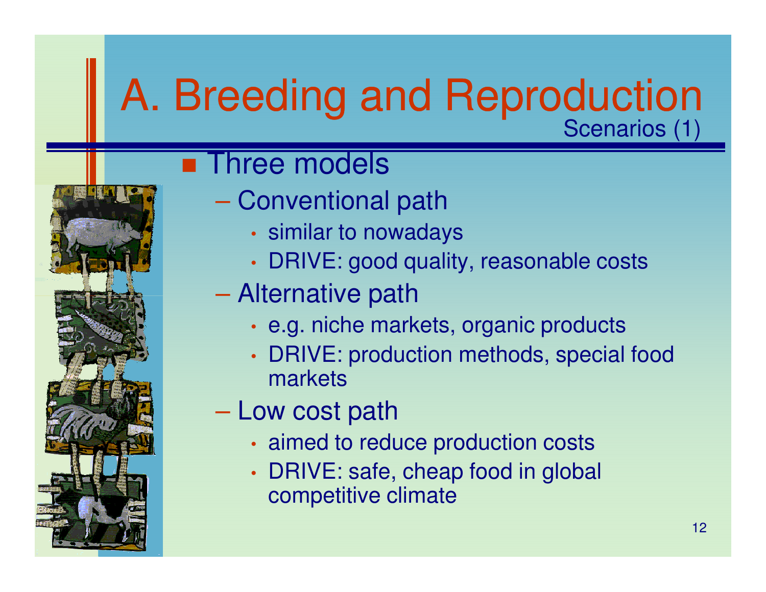# A. Breeding and Reproduction

## Scenarios (1)

- Three models
  - Conventional path
    - similar to nowadays
    - DRIVE: good quality, reasonable costs
  - Alternative path
    - e.g. niche markets, organic products
    - DRIVE: production methods, special food markets
  - Low cost path
    - aimed to reduce production costs
    - DRIVE: safe, cheap food in global competitive climate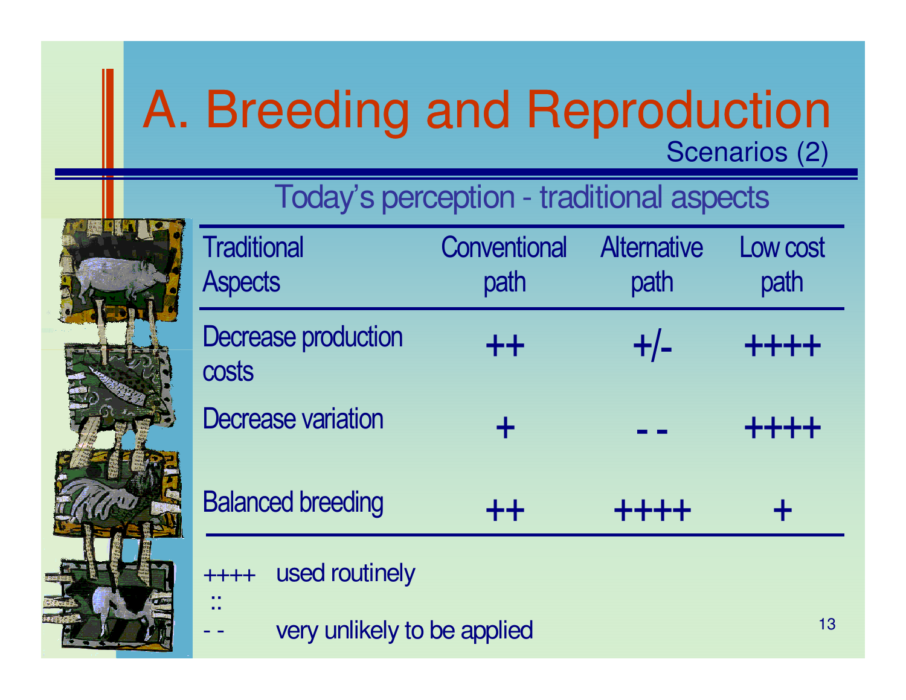# A. Breeding and Reproduction

Scenarios (2)

## Today's perception - traditional aspects

| Traditional Aspects | Conventional path | Alternative path | Low cost path |
|---|---|---|---|
| Decrease production costs | ++ | +/- | ++++ |
| Decrease variation | + | - - | ++++ |
| Balanced breeding | ++ | ++++ | + |

++++ used routinely

::

- - very unlikely to be applied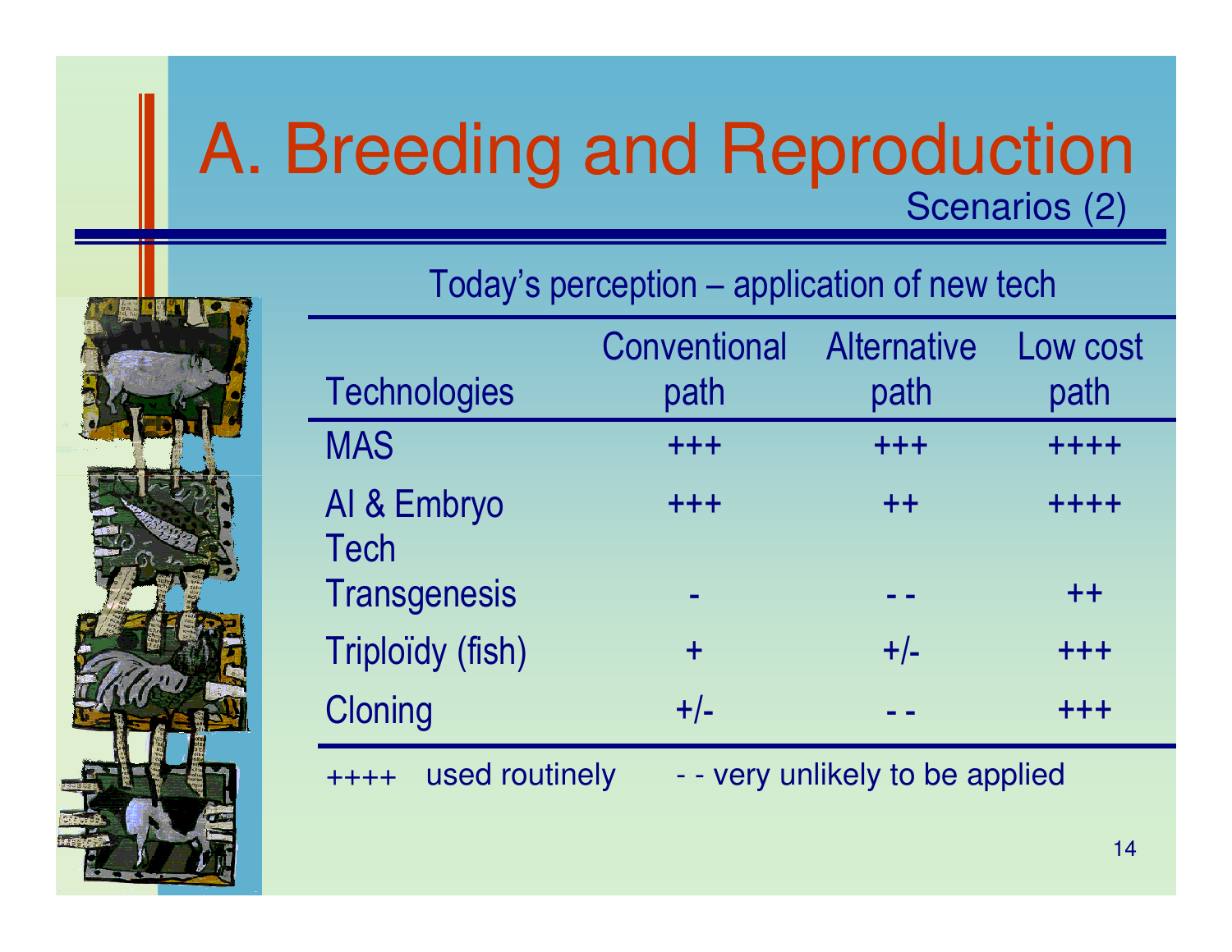# A. Breeding and Reproduction

## Scenarios (2)

Today's perception – application of new tech

| Technologies | Conventional path | Alternative path | Low cost path |
|---|---|---|---|
| MAS | +++ | +++ | ++++ |
| AI & Embryo Tech | +++ | ++ | ++++ |
| Transgenesis | - | - - | ++ |
| Triploïdy (fish) | + | +/- | +++ |
| Cloning | +/- | - - | +++ |

++++ used routinely    - - very unlikely to be applied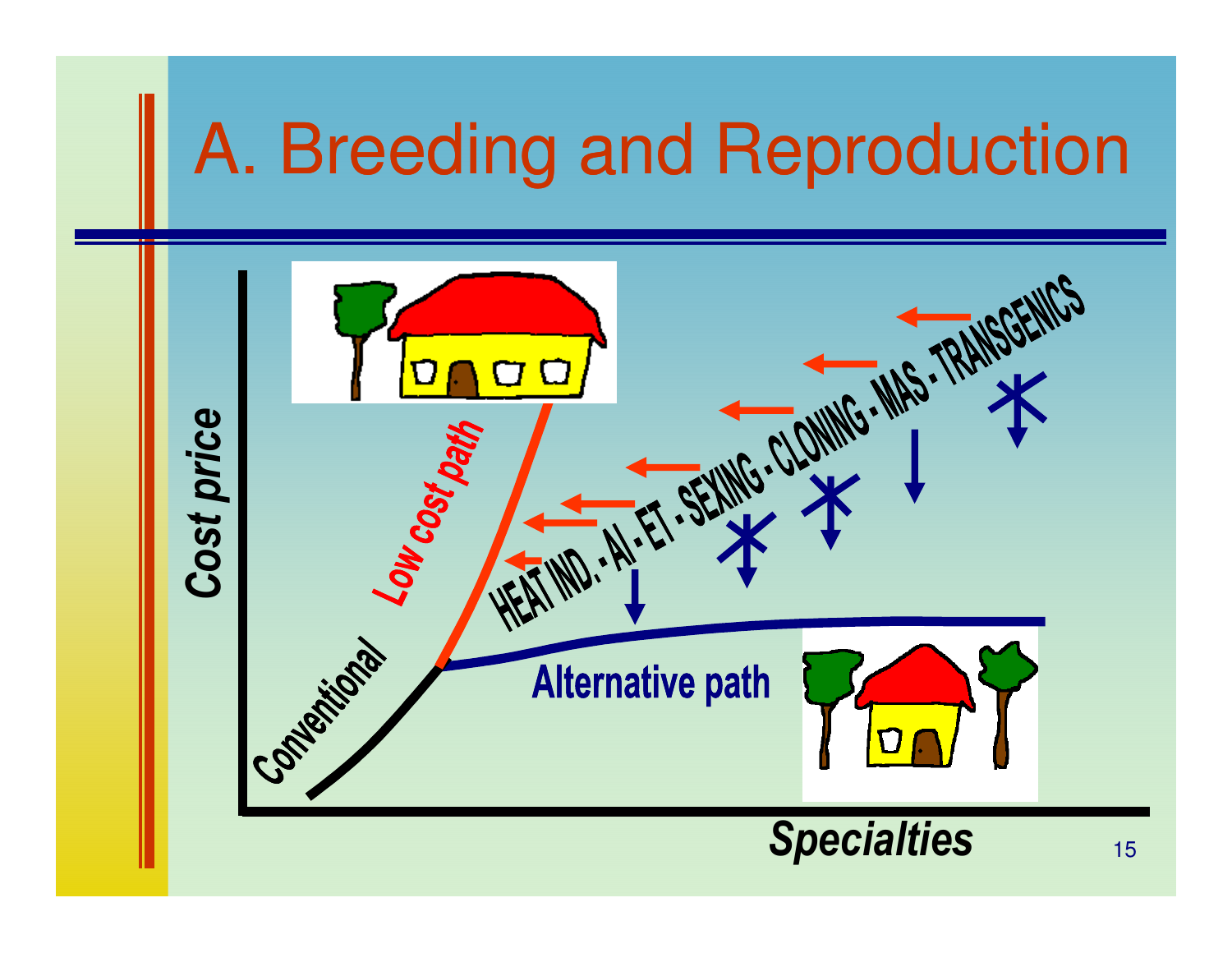# A. Breeding and Reproduction

Cost price

Low cost path

Conventional

HEAT IND. • AI • ET • SEXING • CLONING • MAS • TRANSGENICS

Alternative path

Specialties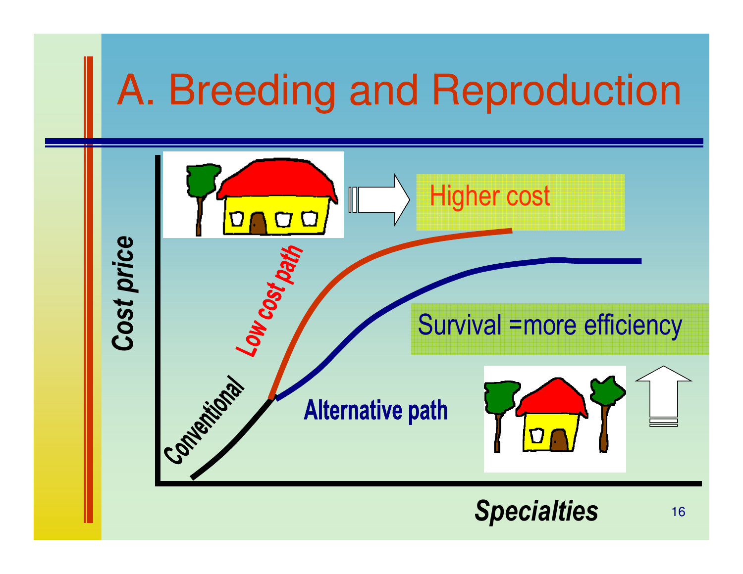# A. Breeding and Reproduction

*Cost price*

Higher cost

Low cost path

Survival =more efficiency

Conventional

Alternative path

*Specialties*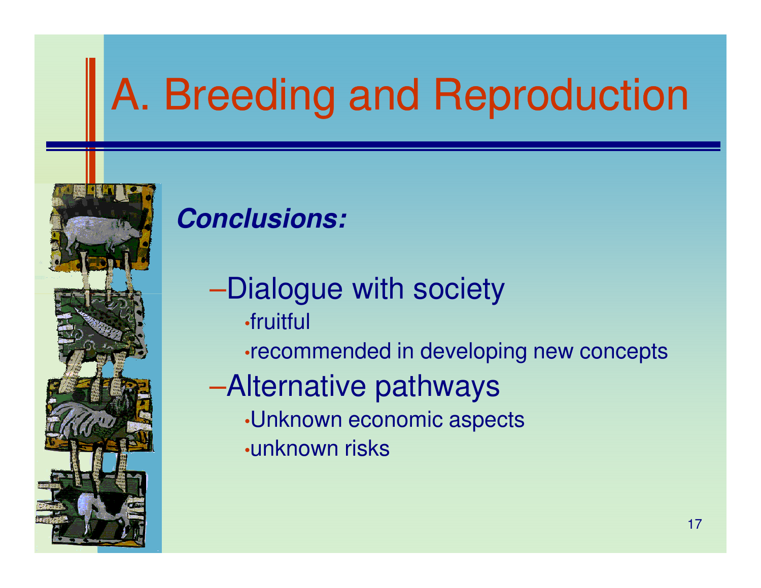# A. Breeding and Reproduction

***Conclusions:***

- Dialogue with society
  - fruitful
  - recommended in developing new concepts
- Alternative pathways
  - Unknown economic aspects
  - unknown risks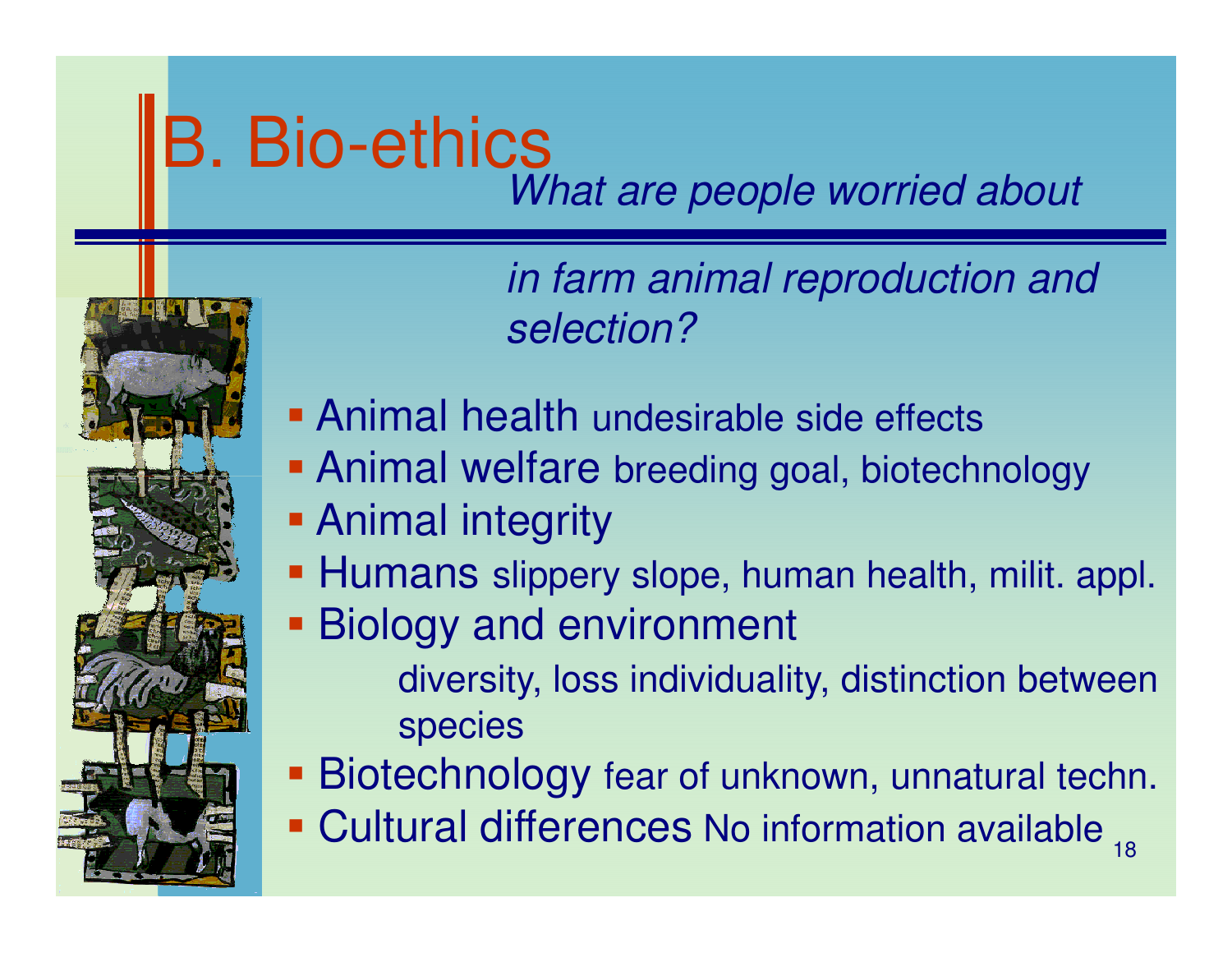# B. Bio-ethics

*What are people worried about in farm animal reproduction and selection?*

- Animal health undesirable side effects
- Animal welfare breeding goal, biotechnology
- Animal integrity
- Humans slippery slope, human health, milit. appl.
- Biology and environment
  - diversity, loss individuality, distinction between species
- Biotechnology fear of unknown, unnatural techn.
- Cultural differences No information available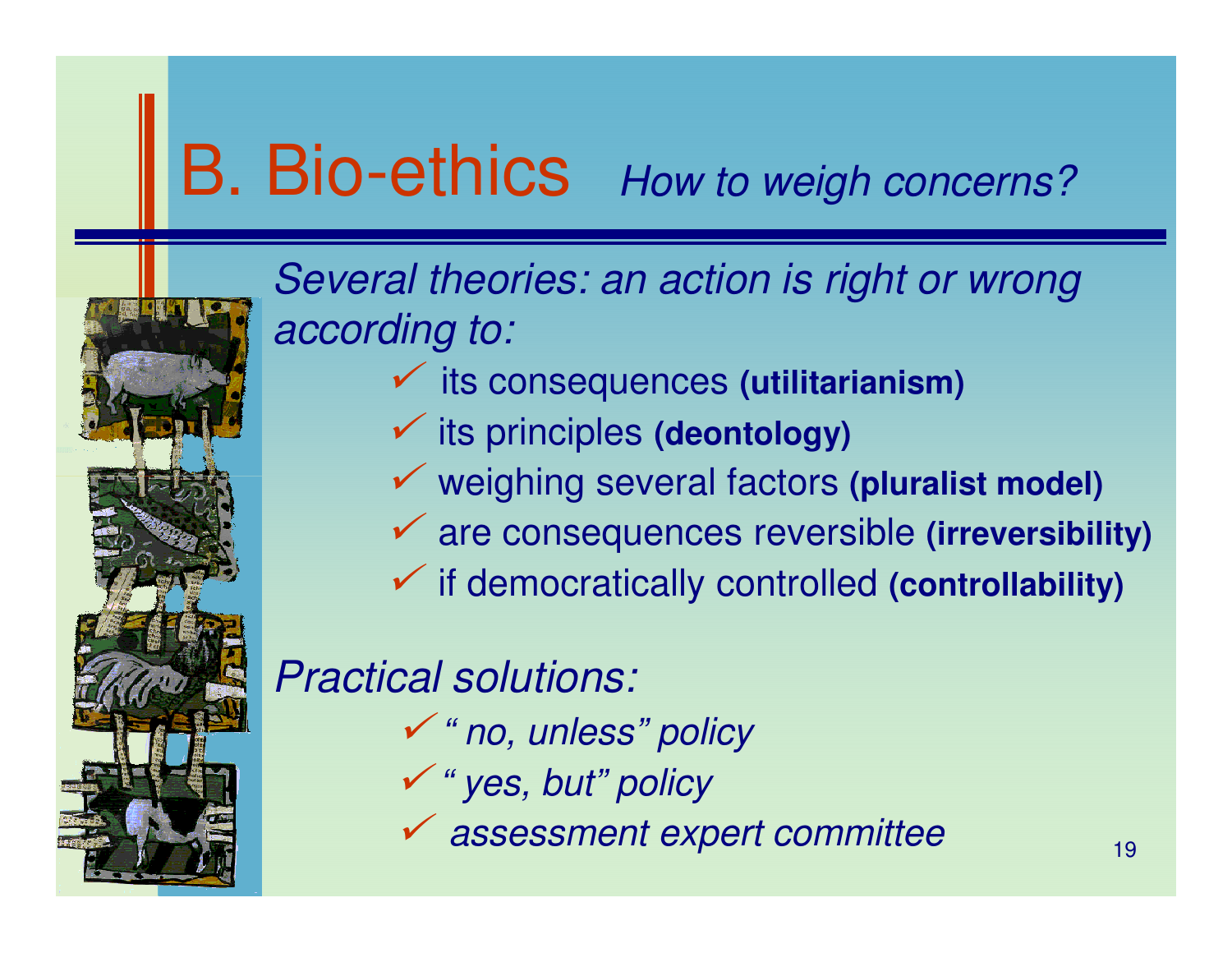# B. Bio-ethics *How to weigh concerns?*

*Several theories: an action is right or wrong according to:*

- ✓ its consequences **(utilitarianism)**
- ✓ its principles **(deontology)**
- ✓ weighing several factors **(pluralist model)**
- ✓ are consequences reversible **(irreversibility)**
- ✓ if democratically controlled **(controllability)**

*Practical solutions:*

- ✓ *" no, unless" policy*
- ✓ *" yes, but" policy*
- ✓ *assessment expert committee*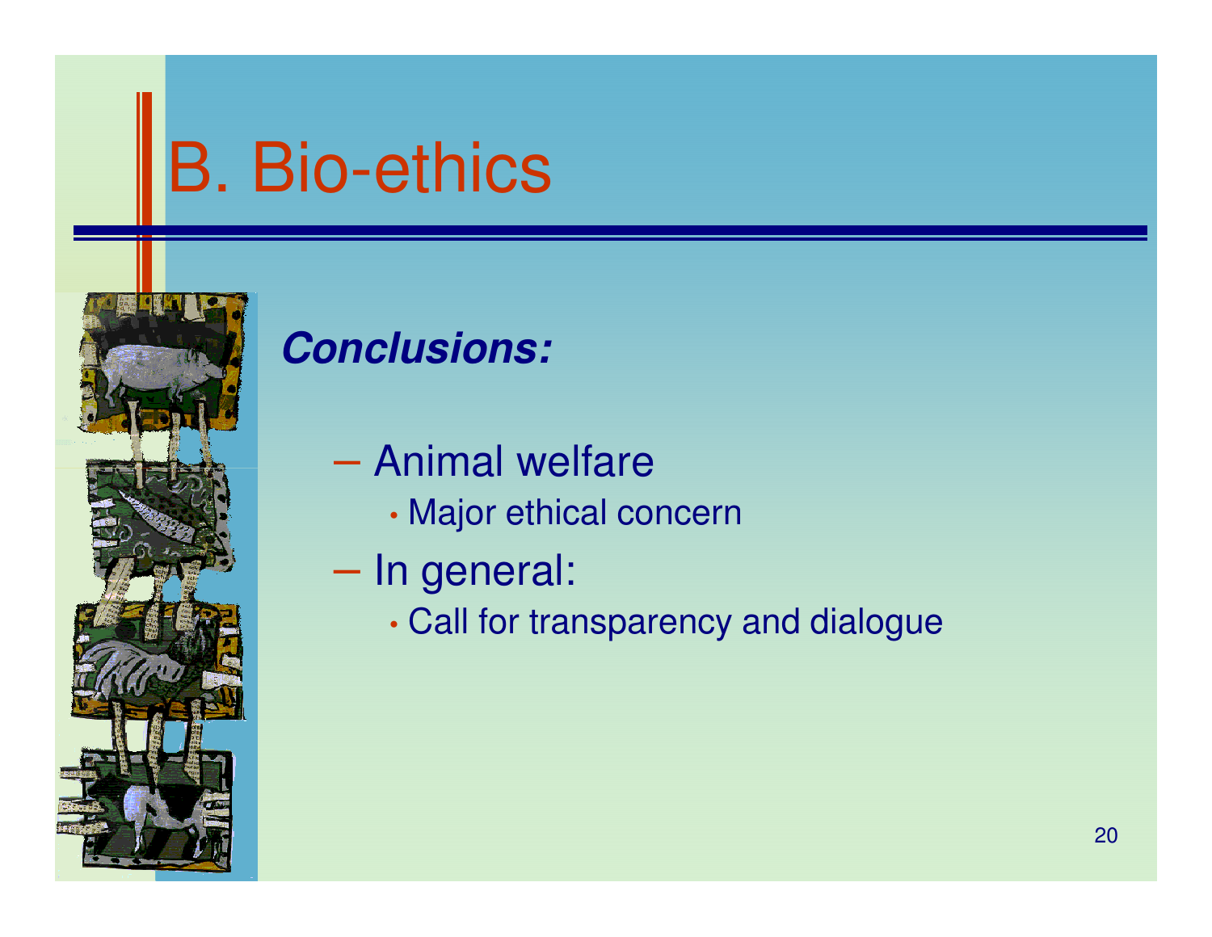# B. Bio-ethics

***Conclusions:***

- Animal welfare
  - Major ethical concern
- In general:
  - Call for transparency and dialogue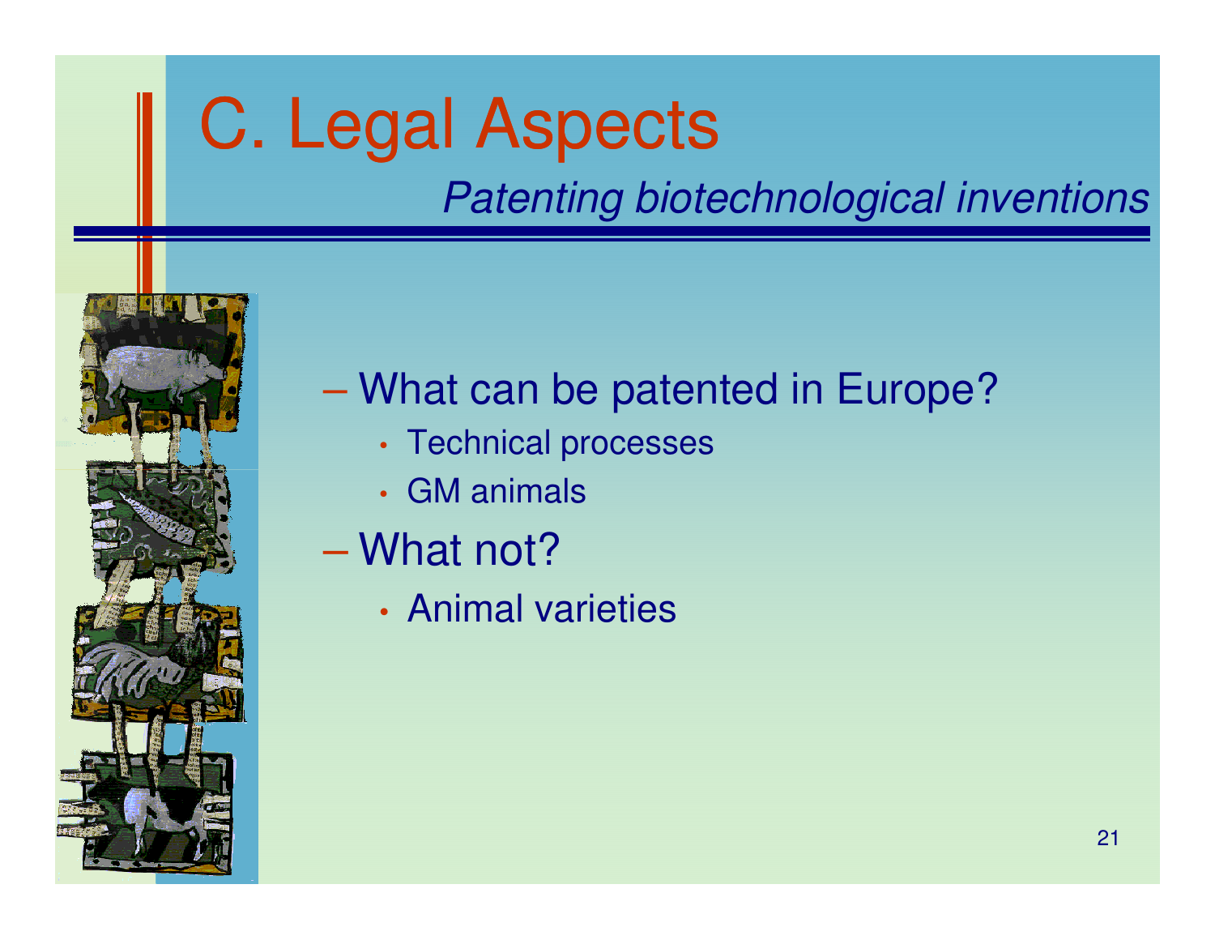# C. Legal Aspects

*Patenting biotechnological inventions*

- What can be patented in Europe?
  - Technical processes
  - GM animals
- What not?
  - Animal varieties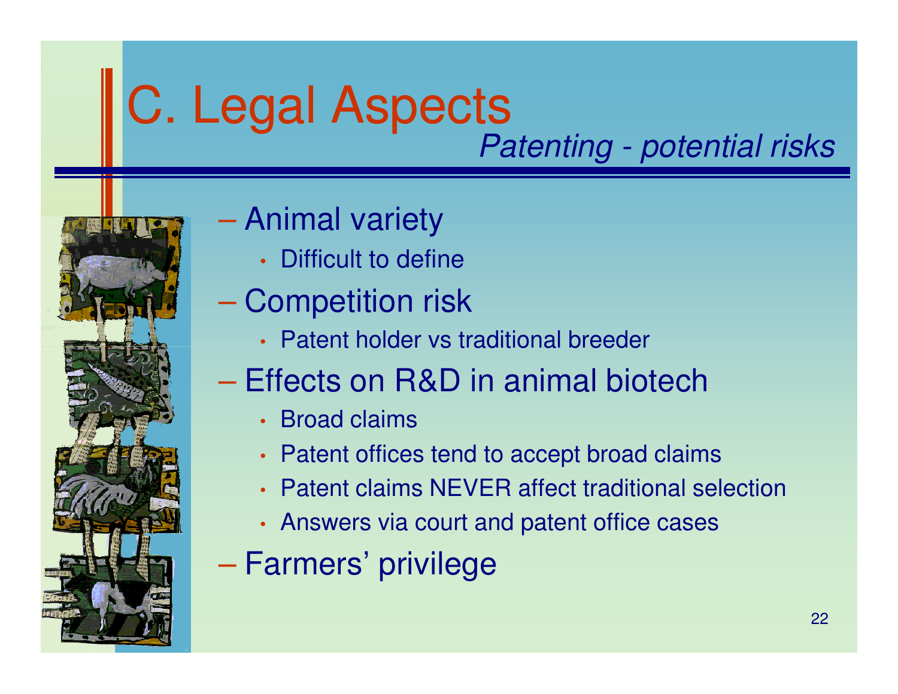# C. Legal Aspects

*Patenting - potential risks*

- Animal variety
  - Difficult to define
- Competition risk
  - Patent holder vs traditional breeder
- Effects on R&D in animal biotech
  - Broad claims
  - Patent offices tend to accept broad claims
  - Patent claims NEVER affect traditional selection
  - Answers via court and patent office cases
- Farmers' privilege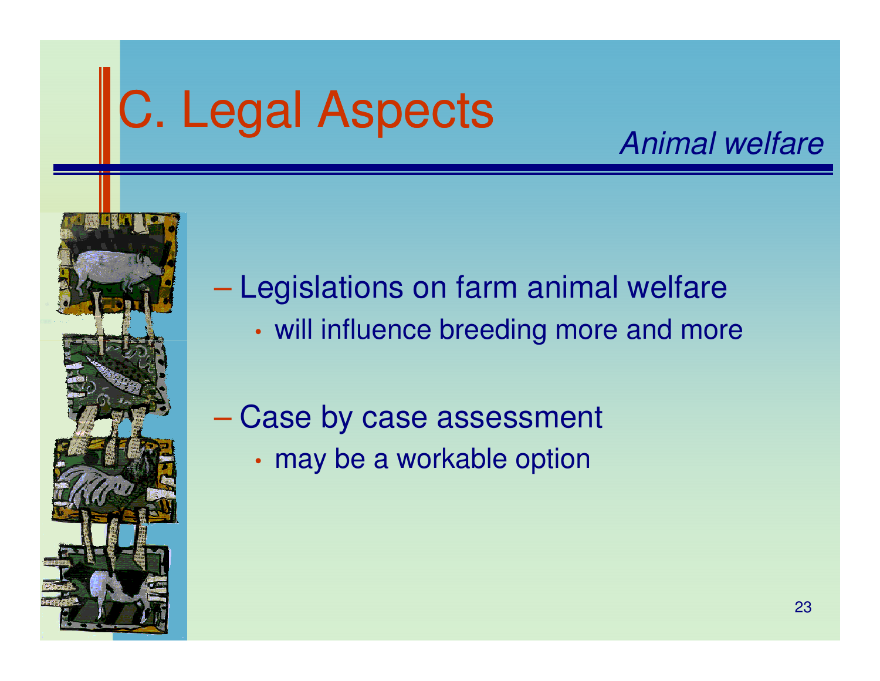# C. Legal Aspects

*Animal welfare*

- Legislations on farm animal welfare
  - will influence breeding more and more
- Case by case assessment
  - may be a workable option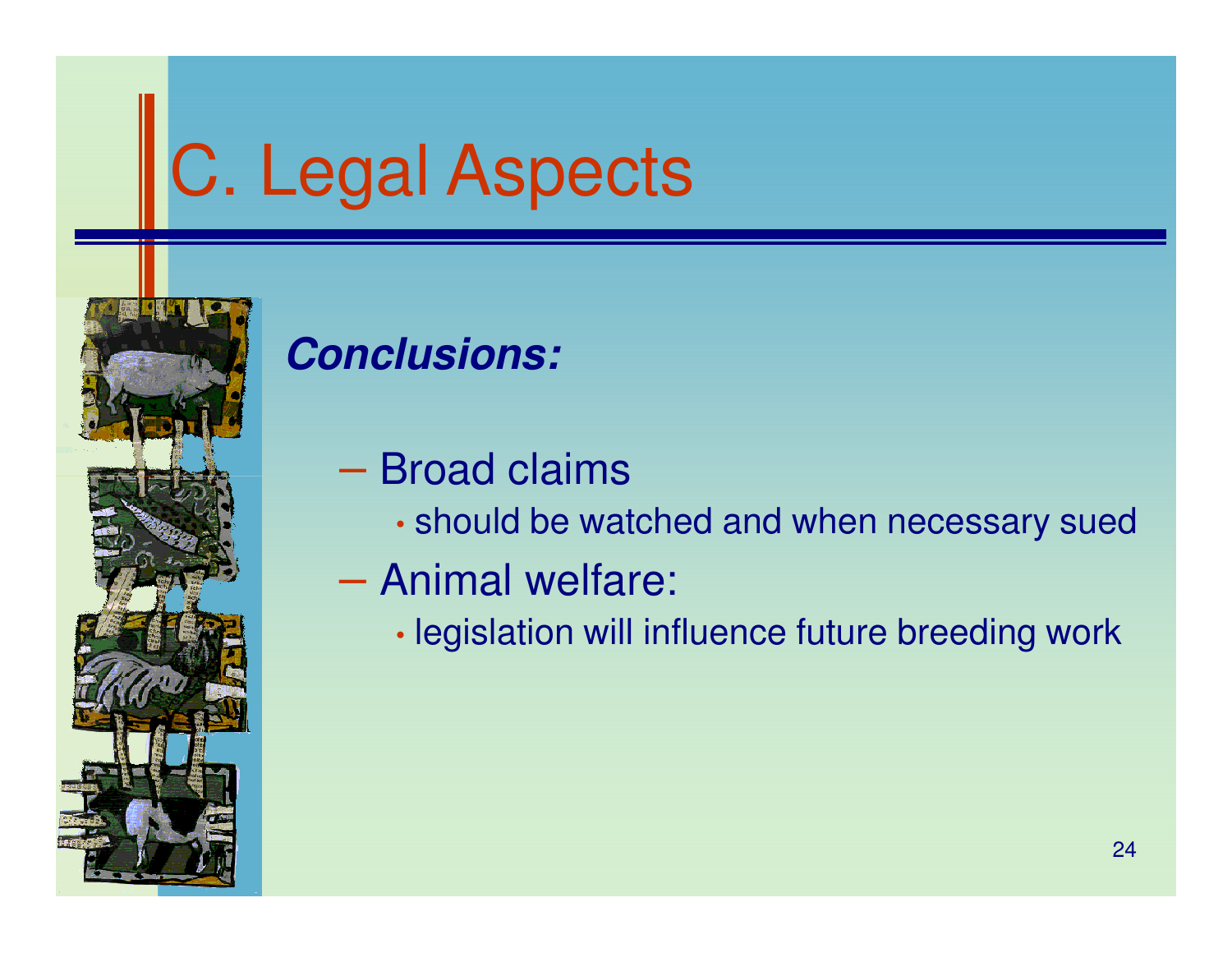# C. Legal Aspects

***Conclusions:***

- Broad claims
  - should be watched and when necessary sued
- Animal welfare:
  - legislation will influence future breeding work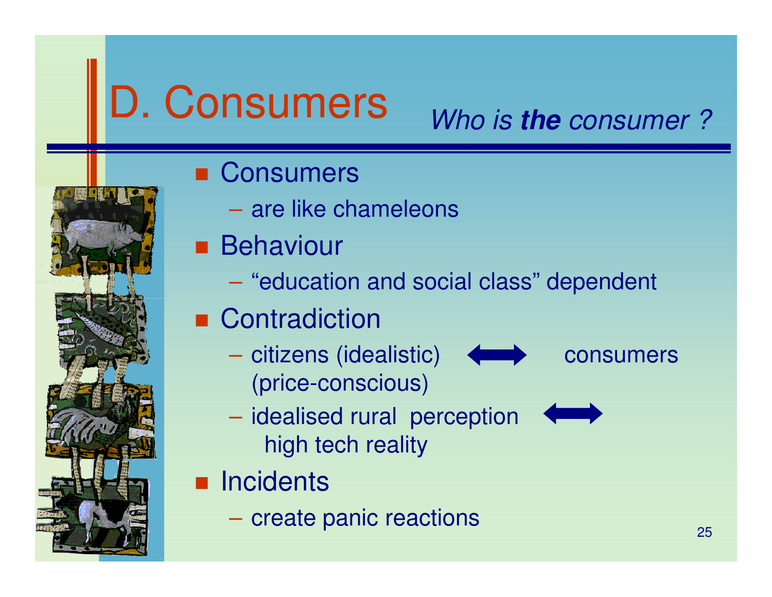# D. Consumers

*Who is **the** consumer ?*

- Consumers
  - are like chameleons
- Behaviour
  - "education and social class" dependent
- Contradiction
  - citizens (idealistic) ⟷ consumers (price-conscious)
  - idealised rural perception ⟷ high tech reality
- Incidents
  - create panic reactions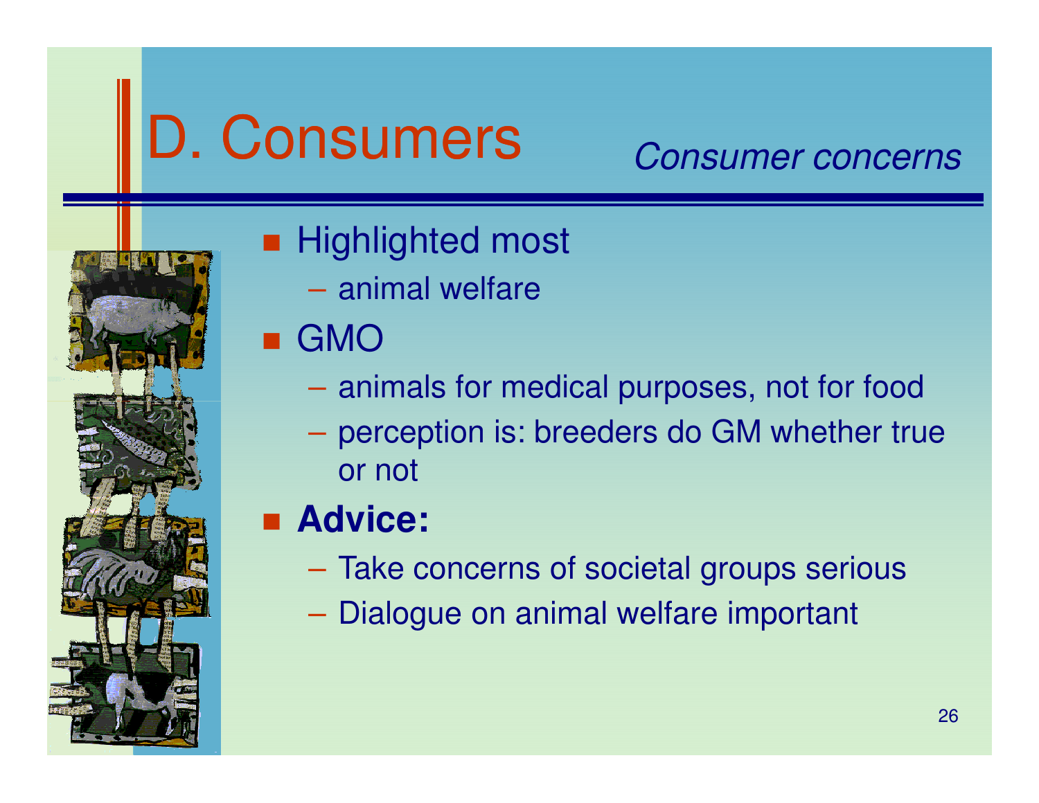# D. Consumers

*Consumer concerns*

- Highlighted most
  - animal welfare
- GMO
  - animals for medical purposes, not for food
  - perception is: breeders do GM whether true or not
- **Advice:**
  - Take concerns of societal groups serious
  - Dialogue on animal welfare important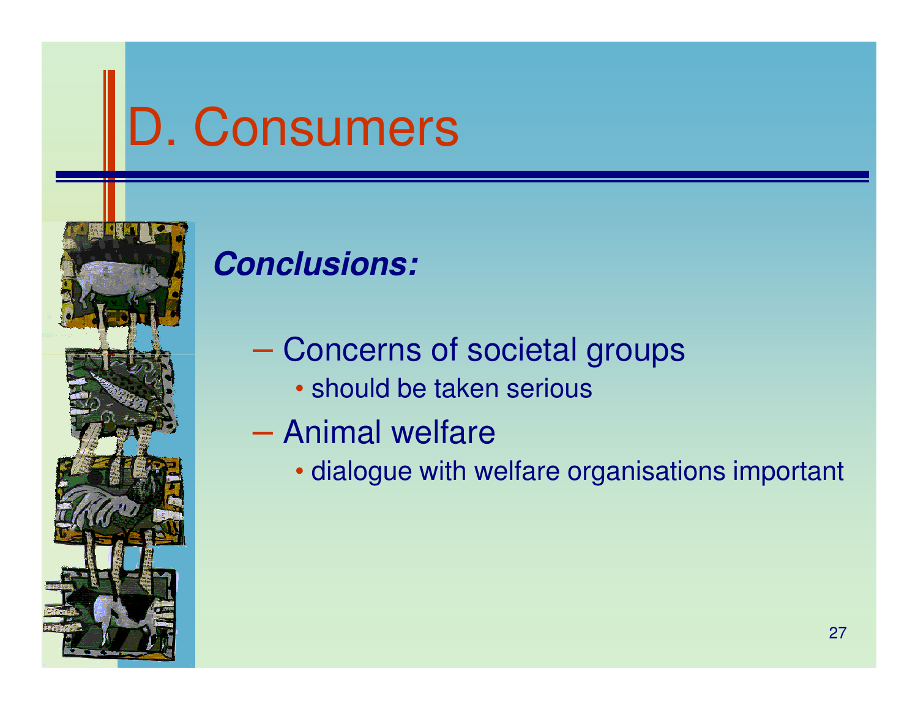# D. Consumers

***Conclusions:***

- Concerns of societal groups
  - should be taken serious
- Animal welfare
  - dialogue with welfare organisations important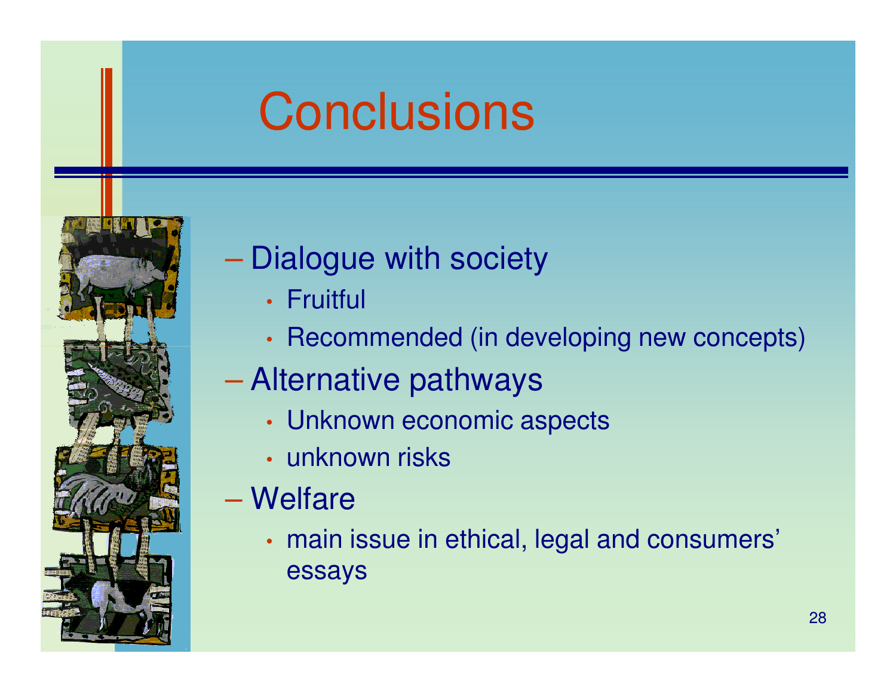# Conclusions

- Dialogue with society
  - Fruitful
  - Recommended (in developing new concepts)
- Alternative pathways
  - Unknown economic aspects
  - unknown risks
- Welfare
  - main issue in ethical, legal and consumers' essays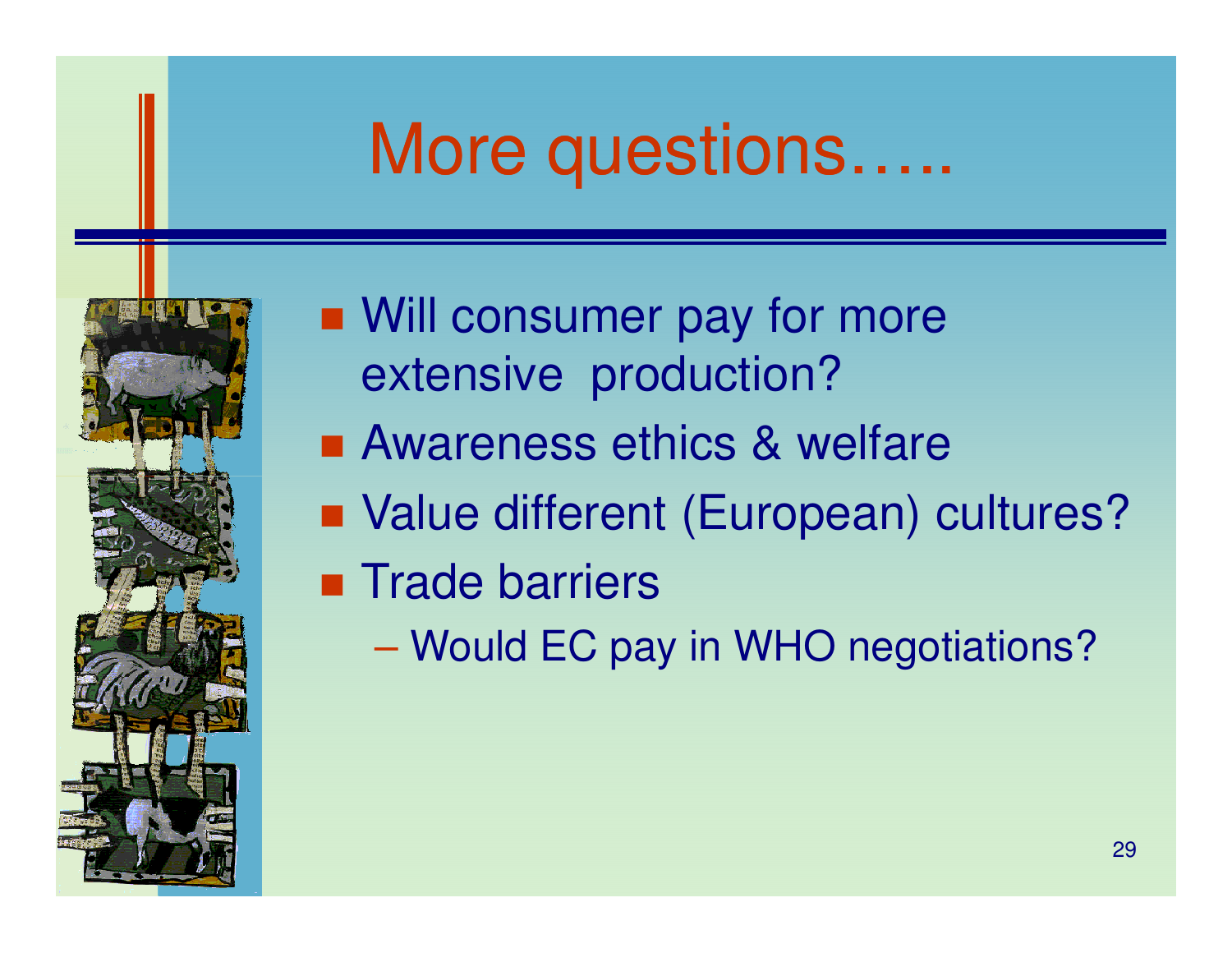# More questions…..

- Will consumer pay for more extensive production?
- Awareness ethics & welfare
- Value different (European) cultures?
- Trade barriers
  - Would EC pay in WHO negotiations?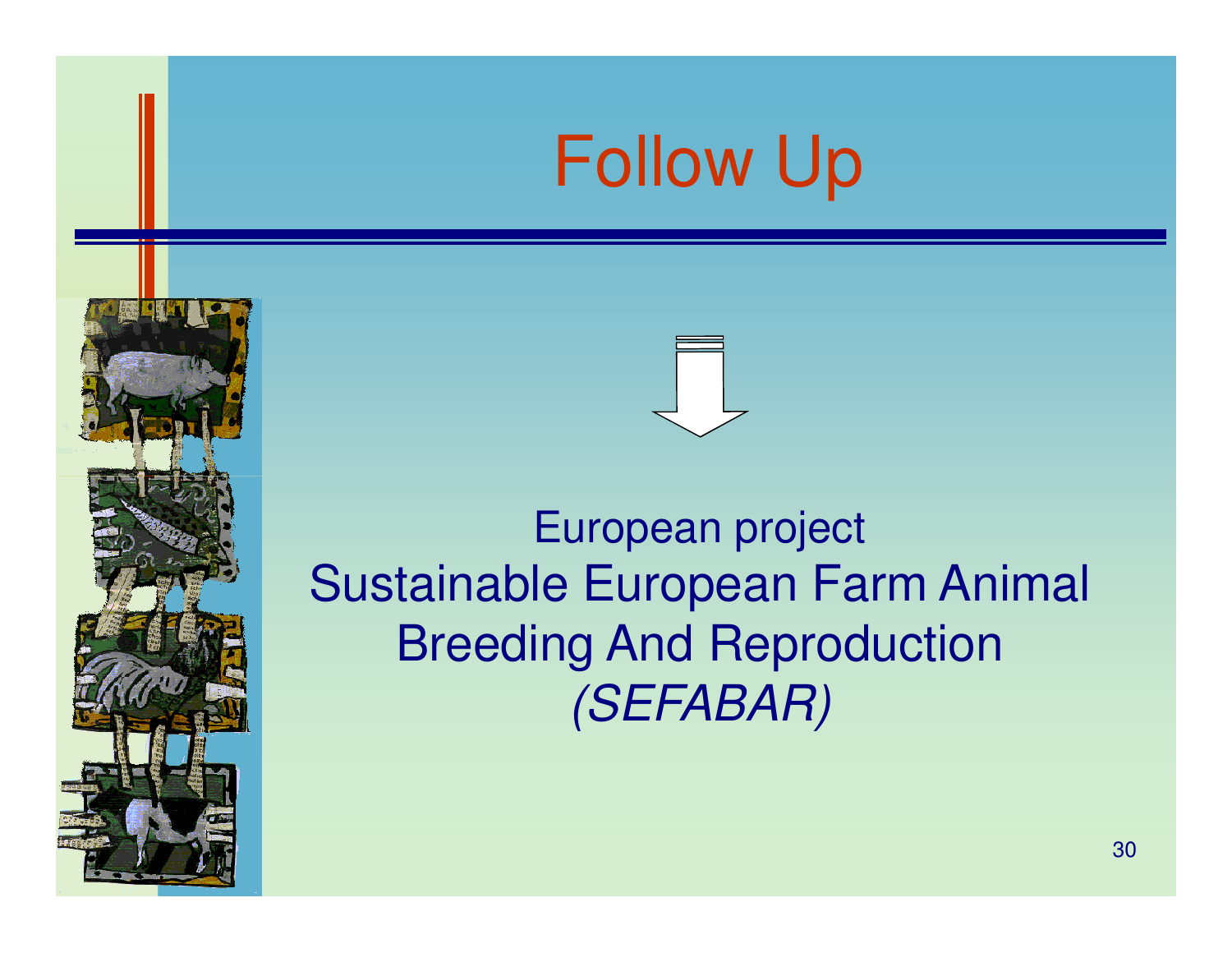# Follow Up

⇓

European project
Sustainable European Farm Animal Breeding And Reproduction
*(SEFABAR)*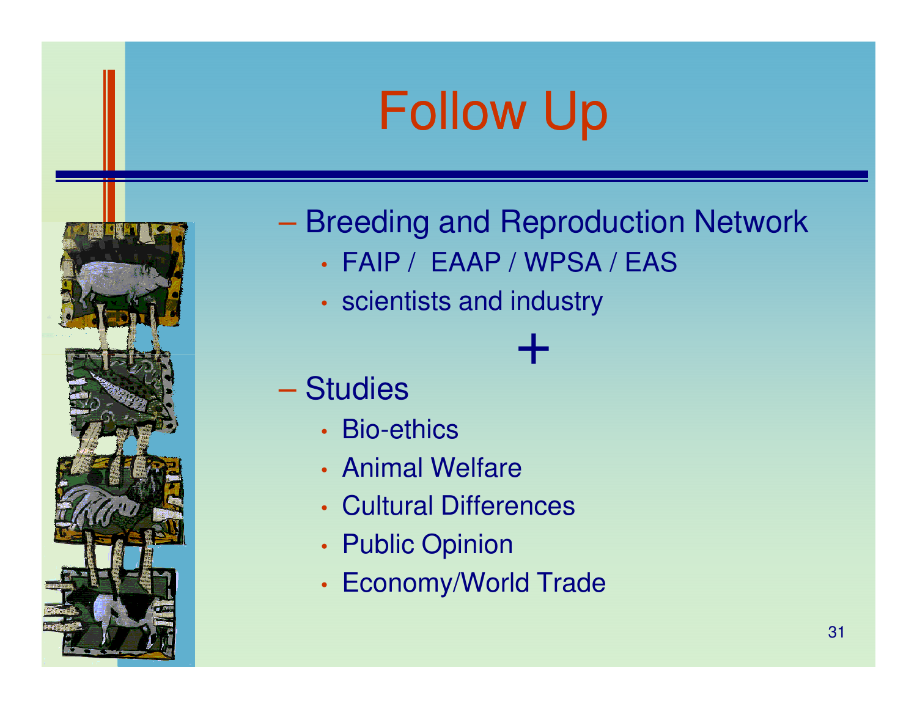# Follow Up

- Breeding and Reproduction Network
  - FAIP / EAAP / WPSA / EAS
  - scientists and industry

+

- Studies
  - Bio-ethics
  - Animal Welfare
  - Cultural Differences
  - Public Opinion
  - Economy/World Trade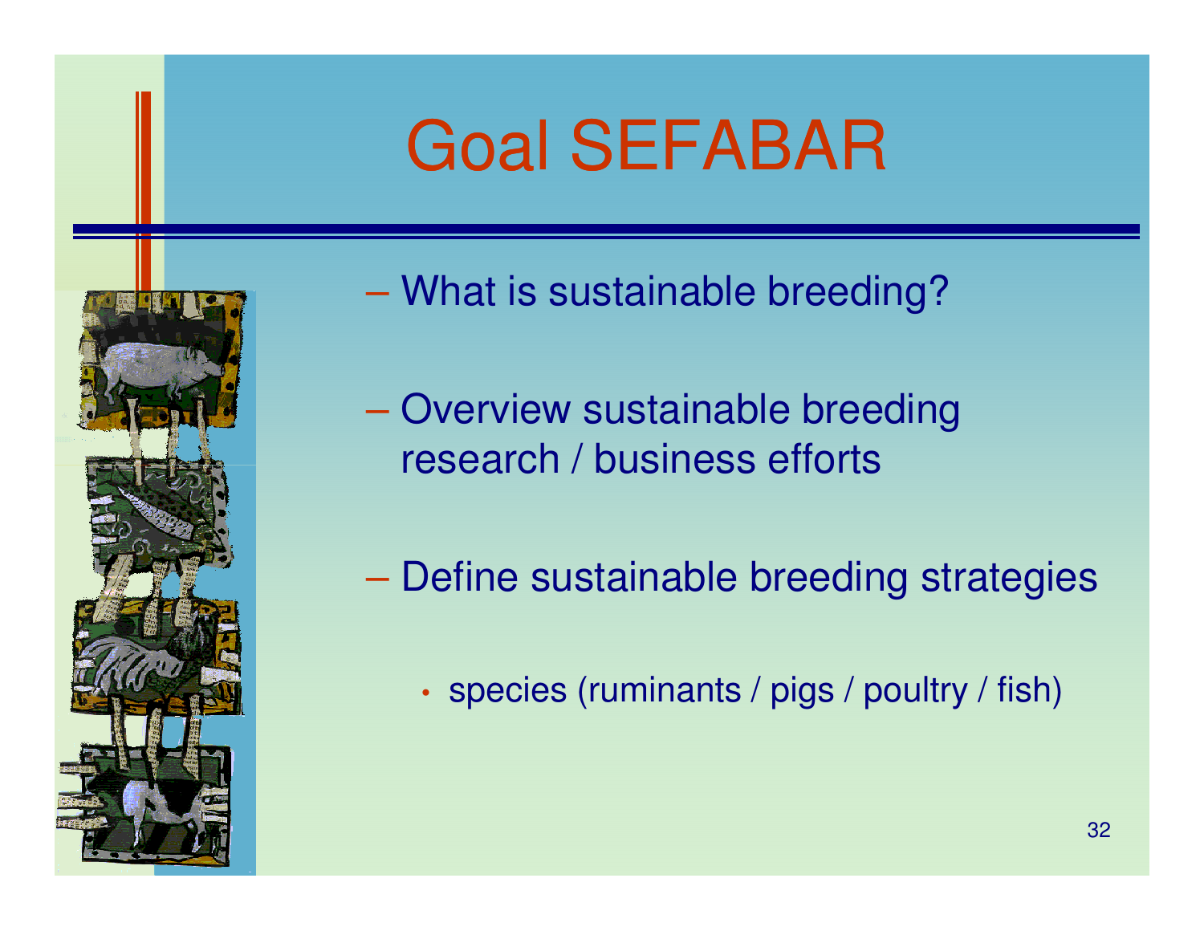# Goal SEFABAR

- What is sustainable breeding?

- Overview sustainable breeding research / business efforts

- Define sustainable breeding strategies
  - species (ruminants / pigs / poultry / fish)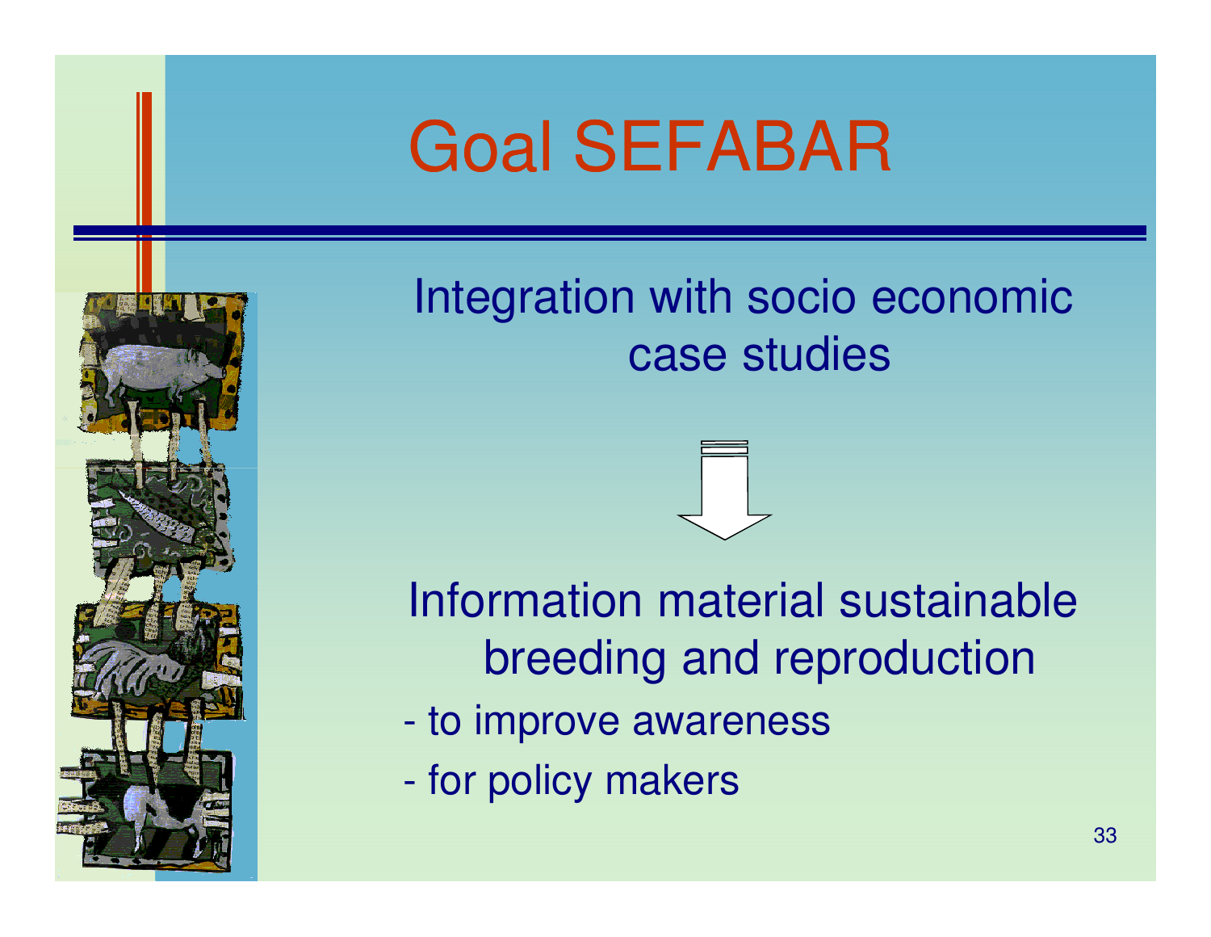# Goal SEFABAR

Integration with socio economic case studies

↓

Information material sustainable breeding and reproduction

- to improve awareness
- for policy makers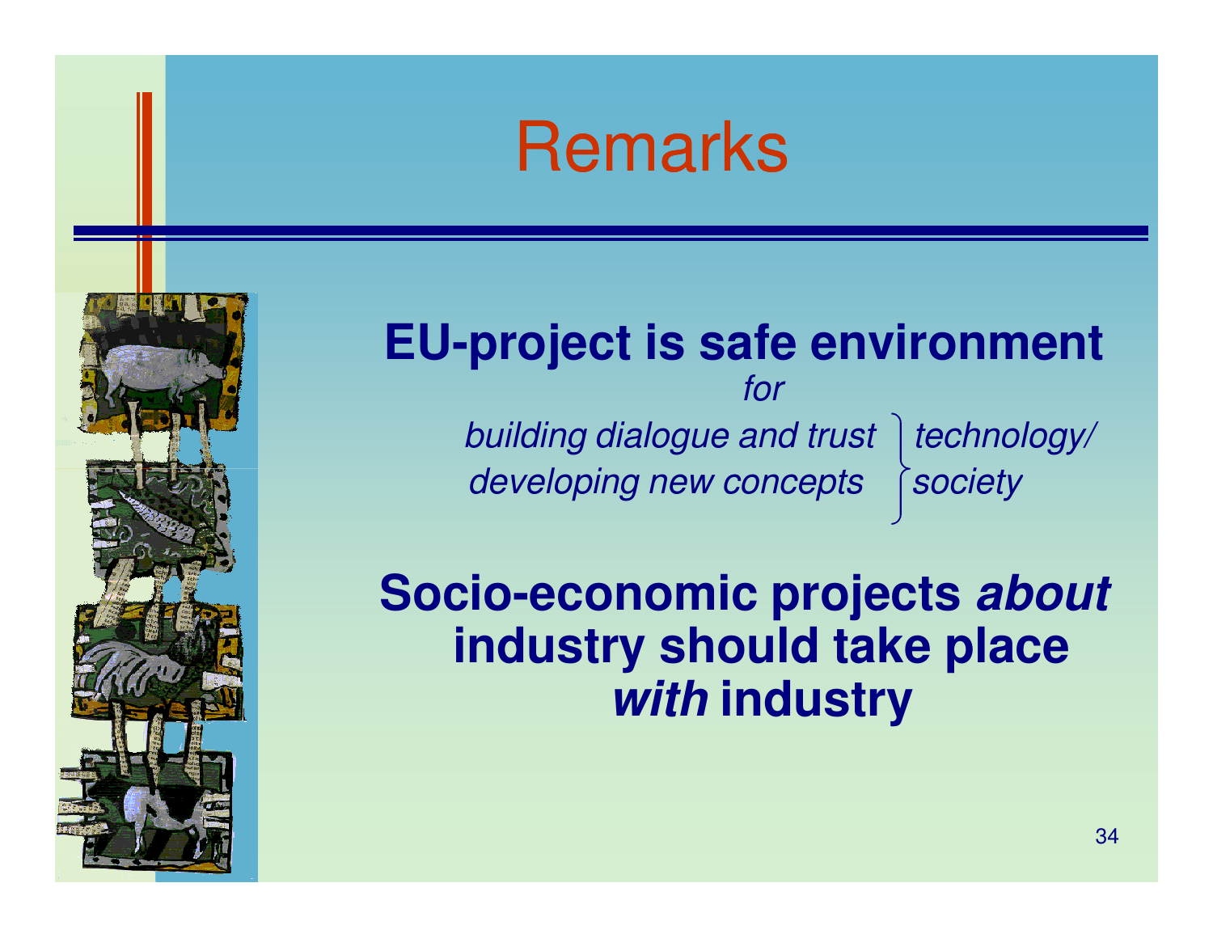# Remarks

**EU-project is safe environment**

*for*

*building dialogue and trust* | *developing new concepts* } *technology/ society*

**Socio-economic projects *about* industry should take place *with* industry**